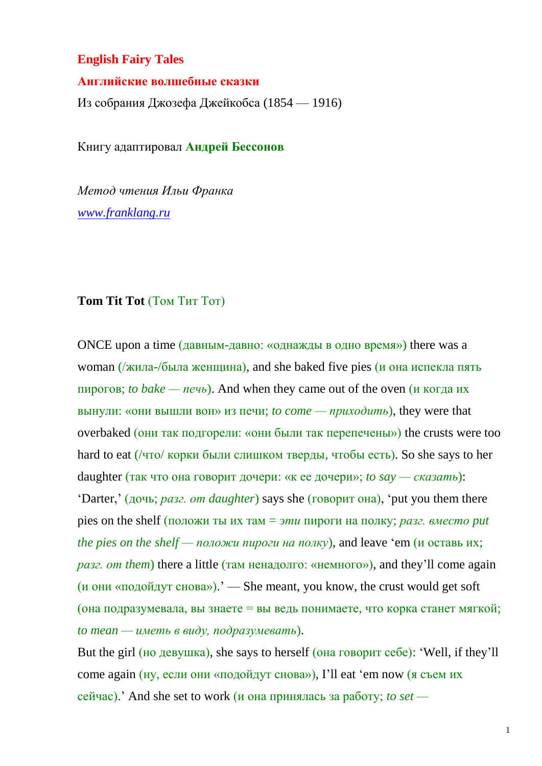# English Fairy Tales

## Английские волшебные сказки

Из собрания Джозефа Джейкобса (1854 — 1916)

Книгу адаптировал **Андрей Бессонов**

*Метод чтения Ильи Франка*

*www.franklang.ru*

**Tom Tit Tot** (Том Тит Тот)

ONCE upon a time (давным-давно: «однажды в одно время») there was a woman (/жила-/была женщина), and she baked five pies (и она испекла пять пирогов; *to bake — печь*). And when they came out of the oven (и когда их вынули: «они вышли вон» из печи; *to come — приходить*), they were that overbaked (они так подгорели: «они были так перепечены») the crusts were too hard to eat (/что/ корки были слишком тверды, чтобы есть). So she says to her daughter (так что она говорит дочери: «к ее дочери»; *to say — сказать*): 'Darter,' (дочь; *разг. от daughter*) says she (говорит она), 'put you them there pies on the shelf (положи ты их там = *эти* пироги на полку; *разг. вместо put the pies on the shelf — положи пироги на полку*), and leave 'em (и оставь их; *разг. от them*) there a little (там ненадолго: «немного»), and they'll come again (и они «подойдут снова»).' — She meant, you know, the crust would get soft (она подразумевала, вы знаете = вы ведь понимаете, что корка станет мягкой; *to mean — иметь в виду, подразумевать*).

But the girl (но девушка), she says to herself (она говорит себе): 'Well, if they'll come again (ну, если они «подойдут снова»), I'll eat 'em now (я съем их сейчас).' And she set to work (и она принялась за работу; *to set —*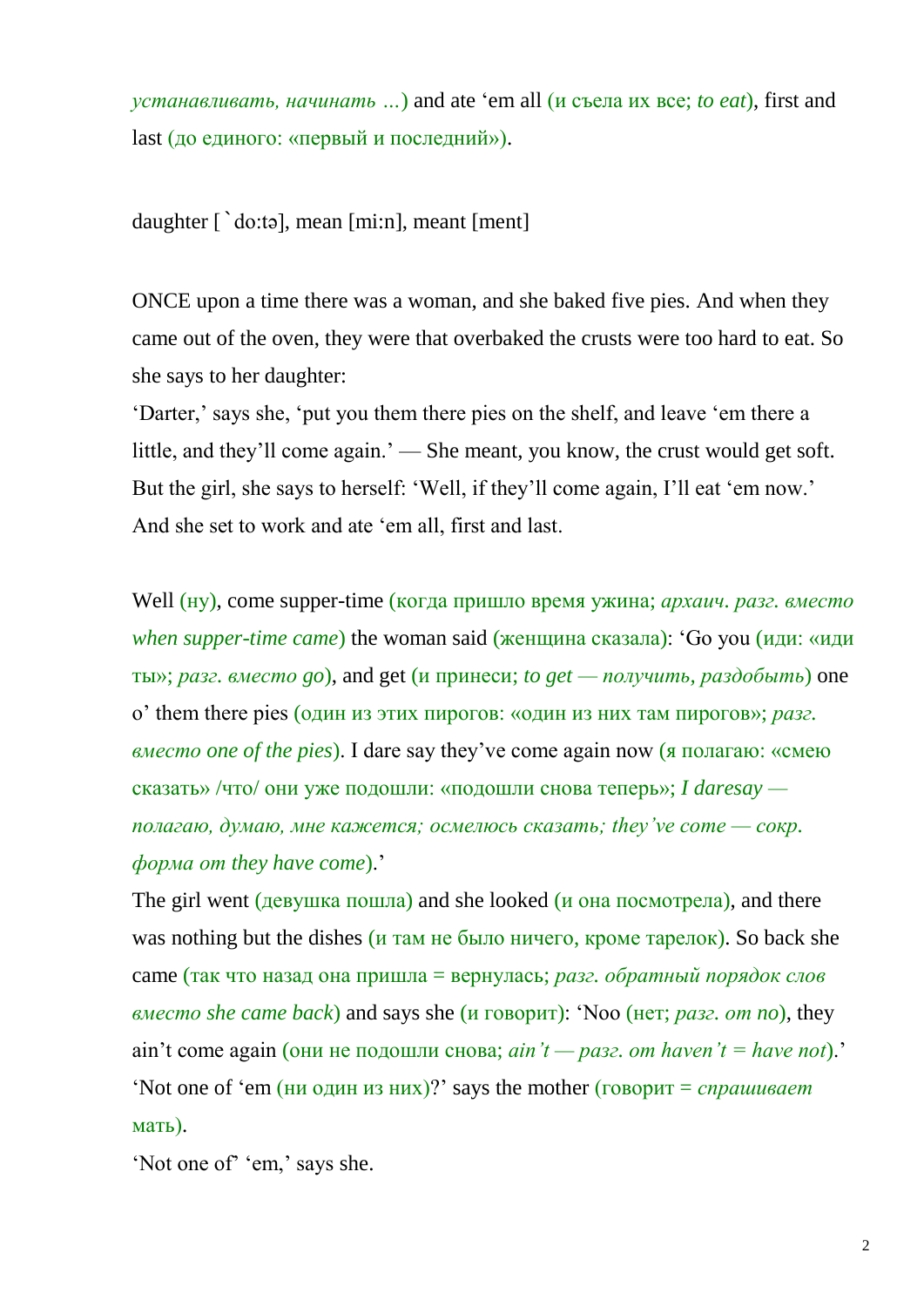*устанавливать, начинать …*) and ate ‘em all (и съела их все; *to eat*), first and last (до единого: «первый и последний»).

daughter [ˋdo:tə], mean [mi:n], meant [ment]

ONCE upon a time there was a woman, and she baked five pies. And when they came out of the oven, they were that overbaked the crusts were too hard to eat. So she says to her daughter:
‘Darter,’ says she, ‘put you them there pies on the shelf, and leave ‘em there a little, and they’ll come again.’ — She meant, you know, the crust would get soft. But the girl, she says to herself: ‘Well, if they’ll come again, I’ll eat ‘em now.’ And she set to work and ate ‘em all, first and last.

Well (ну), come supper-time (когда пришло время ужина; *архаич. разг. вместо when supper-time came*) the woman said (женщина сказала): ‘Go you (иди: «иди ты»; *разг. вместо go*), and get (и принеси; *to get — получить, раздобыть*) one o’ them there pies (один из этих пирогов: «один из них там пирогов»; *разг. вместо one of the pies*). I dare say they’ve come again now (я полагаю: «смею сказать» /что/ они уже подошли: «подошли снова теперь»; *I daresay — полагаю, думаю, мне кажется; осмелюсь сказать; they’ve come — сокр. форма от they have come*).’
The girl went (девушка пошла) and she looked (и она посмотрела), and there was nothing but the dishes (и там не было ничего, кроме тарелок). So back she came (так что назад она пришла = вернулась; *разг. обратный порядок слов вместо she came back*) and says she (и говорит): ‘Noo (нет; *разг. от no*), they ain’t come again (они не подошли снова; *ain’t — разг. от haven’t = have not*).’
‘Not one of ‘em (ни один из них)?’ says the mother (говорит = *спрашивает* мать).
‘Not one of’ ‘em,’ says she.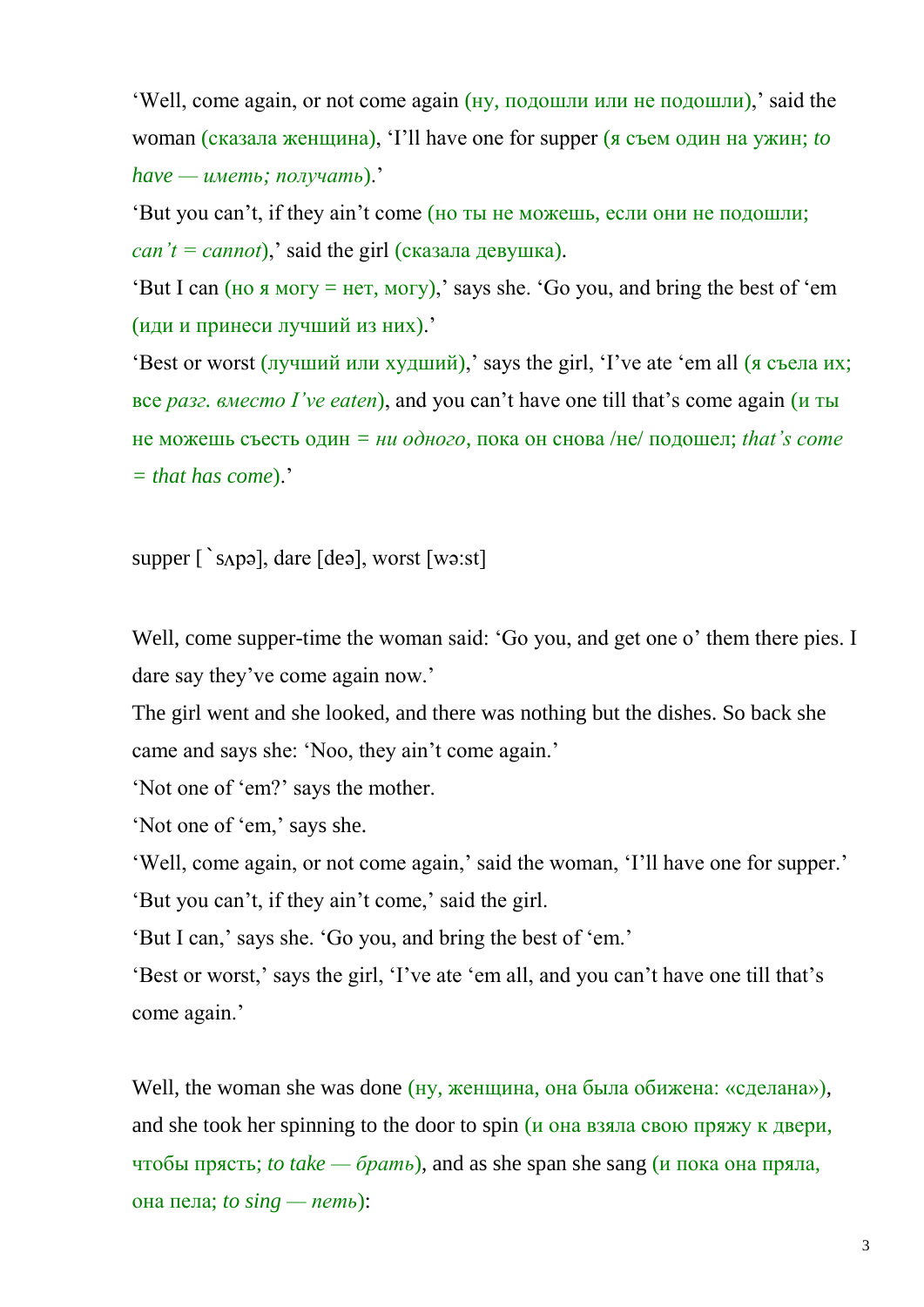‘Well, come again, or not come again (ну, подошли или не подошли),’ said the woman (сказала женщина), ‘I’ll have one for supper (я съем один на ужин; *to have — иметь; получать*).’

‘But you can’t, if they ain’t come (но ты не можешь, если они не подошли; *can’t = cannot*),’ said the girl (сказала девушка).

‘But I can (но я могу = нет, могу),’ says she. ‘Go you, and bring the best of ‘em (иди и принеси лучший из них).’

‘Best or worst (лучший или худший),’ says the girl, ‘I’ve ate ‘em all (я съела их; все *разг. вместо I’ve eaten*), and you can’t have one till that’s come again (и ты не можешь съесть один = *ни одного*, пока он снова /не/ подошел; *that’s come = that has come*).’

supper [`sʌpə], dare [deə], worst [wə:st]

Well, come supper-time the woman said: ‘Go you, and get one o’ them there pies. I dare say they’ve come again now.’

The girl went and she looked, and there was nothing but the dishes. So back she came and says she: ‘Noo, they ain’t come again.’

‘Not one of ‘em?’ says the mother.

‘Not one of ‘em,’ says she.

‘Well, come again, or not come again,’ said the woman, ‘I’ll have one for supper.’

‘But you can’t, if they ain’t come,’ said the girl.

‘But I can,’ says she. ‘Go you, and bring the best of ‘em.’

‘Best or worst,’ says the girl, ‘I’ve ate ‘em all, and you can’t have one till that’s come again.’

Well, the woman she was done (ну, женщина, она была обижена: «сделана»), and she took her spinning to the door to spin (и она взяла свою пряжу к двери, чтобы прясть; *to take — брать*), and as she span she sang (и пока она пряла, она пела; *to sing — петь*):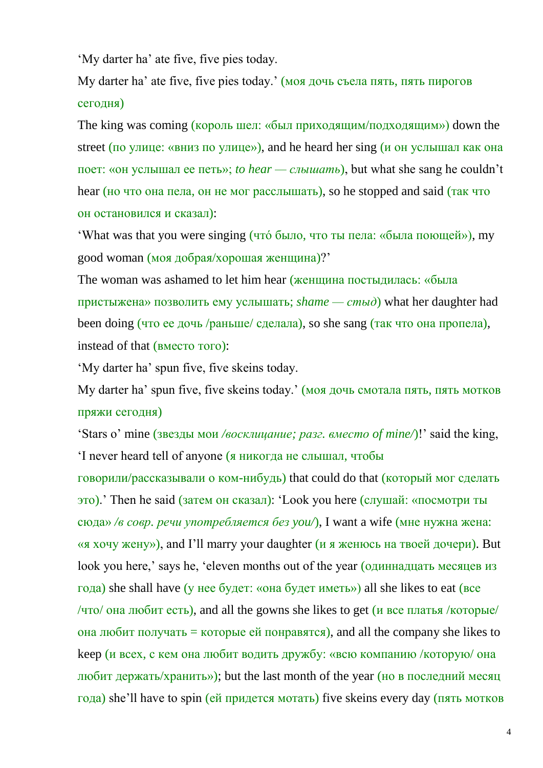'My darter ha' ate five, five pies today.

My darter ha' ate five, five pies today.' (моя дочь съела пять, пять пирогов сегодня)

The king was coming (король шел: «был приходящим/подходящим») down the street (по улице: «вниз по улице»), and he heard her sing (и он услышал как она поет: «он услышал ее петь»; *to hear — слышать*), but what she sang he couldn't hear (но что она пела, он не мог расслышать), so he stopped and said (так что он остановился и сказал):

'What was that you were singing (что́ было, что ты пела: «была поющей»), my good woman (моя добрая/хорошая женщина)?'

The woman was ashamed to let him hear (женщина постыдилась: «была пристыжена» позволить ему услышать; *shame — стыд*) what her daughter had been doing (что ее дочь /раньше/ сделала), so she sang (так что она пропела), instead of that (вместо того):

'My darter ha' spun five, five skeins today.

My darter ha' spun five, five skeins today.' (моя дочь смотала пять, пять мотков пряжи сегодня)

'Stars o' mine (звезды мои */восклицание; разг. вместо of mine/*)!' said the king, 'I never heard tell of anyone (я никогда не слышал, чтобы говорили/рассказывали о ком-нибудь) that could do that (который мог сделать это).' Then he said (затем он сказал): 'Look you here (слушай: «посмотри ты сюда» */в совр. речи употребляется без you/*), I want a wife (мне нужна жена: «я хочу жену»), and I'll marry your daughter (и я женюсь на твоей дочери). But look you here,' says he, 'eleven months out of the year (одиннадцать месяцев из года) she shall have (у нее будет: «она будет иметь») all she likes to eat (все /что/ она любит есть), and all the gowns she likes to get (и все платья /которые/ она любит получать = которые ей понравятся), and all the company she likes to keep (и всех, с кем она любит водить дружбу: «всю компанию /которую/ она любит держать/хранить»); but the last month of the year (но в последний месяц года) she'll have to spin (ей придется мотать) five skeins every day (пять мотков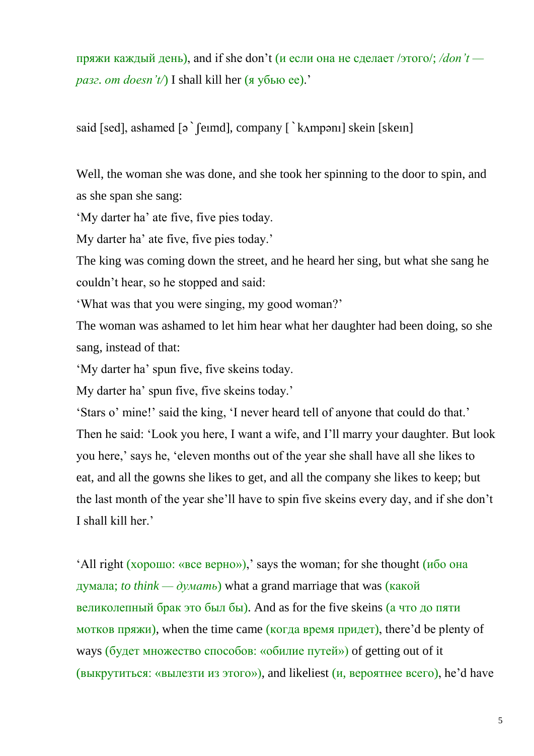пряжи каждый день), and if she don’t (и если она не сделает /этого/; */don’t — разг. от doesn’t/*) I shall kill her (я убью ее).’

said [sed], ashamed [ə`ʃeɪmd], company [`kʌmpənɪ] skein [skeɪn]

Well, the woman she was done, and she took her spinning to the door to spin, and as she span she sang:

‘My darter ha’ ate five, five pies today.

My darter ha’ ate five, five pies today.’

The king was coming down the street, and he heard her sing, but what she sang he couldn’t hear, so he stopped and said:

‘What was that you were singing, my good woman?’

The woman was ashamed to let him hear what her daughter had been doing, so she sang, instead of that:

‘My darter ha’ spun five, five skeins today.

My darter ha’ spun five, five skeins today.’

‘Stars o’ mine!’ said the king, ‘I never heard tell of anyone that could do that.’ Then he said: ‘Look you here, I want a wife, and I’ll marry your daughter. But look you here,’ says he, ‘eleven months out of the year she shall have all she likes to eat, and all the gowns she likes to get, and all the company she likes to keep; but the last month of the year she’ll have to spin five skeins every day, and if she don’t I shall kill her.’

‘All right (хорошо: «все верно»),’ says the woman; for she thought (ибо она думала; *to think — думать*) what a grand marriage that was (какой великолепный брак это был бы). And as for the five skeins (а что до пяти мотков пряжи), when the time came (когда время придет), there’d be plenty of ways (будет множество способов: «обилие путей») of getting out of it (выкрутиться: «вылезти из этого»), and likeliest (и, вероятнее всего), he’d have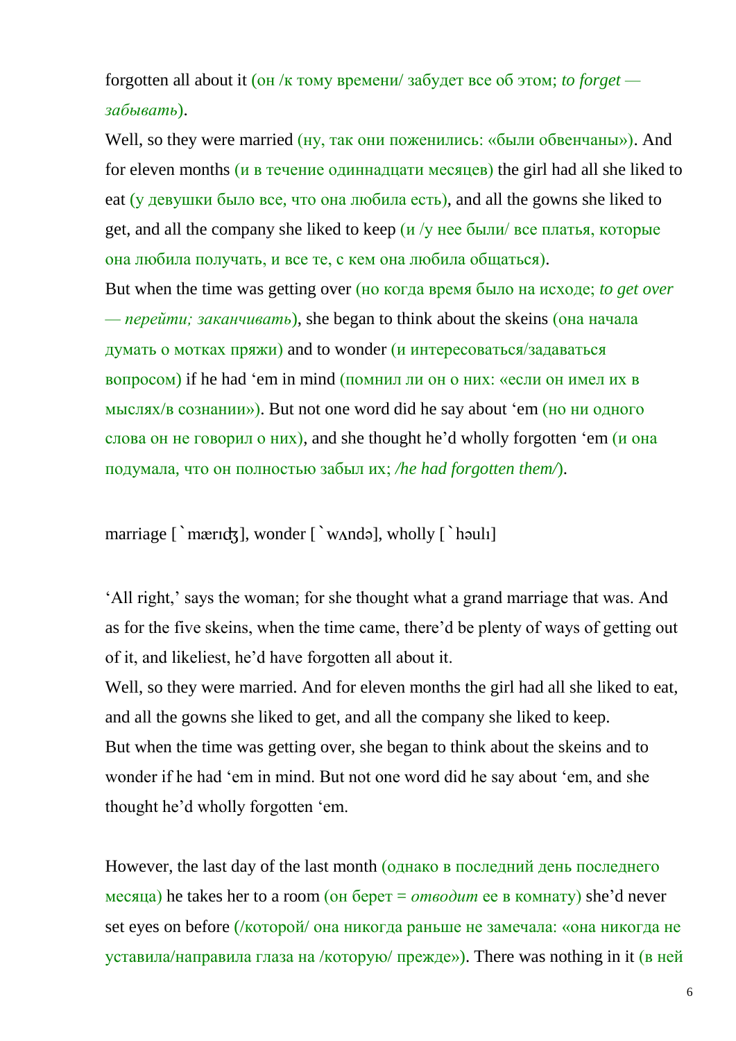forgotten all about it (он /к тому времени/ забудет все об этом; *to forget — забывать*).

Well, so they were married (ну, так они поженились: «были обвенчаны»). And for eleven months (и в течение одиннадцати месяцев) the girl had all she liked to eat (у девушки было все, что она любила есть), and all the gowns she liked to get, and all the company she liked to keep (и /у нее были/ все платья, которые она любила получать, и все те, с кем она любила общаться).

But when the time was getting over (но когда время было на исходе; *to get over — перейти; заканчивать*), she began to think about the skeins (она начала думать о мотках пряжи) and to wonder (и интересоваться/задаваться вопросом) if he had 'em in mind (помнил ли он о них: «если он имел их в мыслях/в сознании»). But not one word did he say about 'em (но ни одного слова он не говорил о них), and she thought he'd wholly forgotten 'em (и она подумала, что он полностью забыл их; */he had forgotten them/*).

marriage [`mærɪʤ], wonder [`wʌndə], wholly [`həulɪ]

'All right,' says the woman; for she thought what a grand marriage that was. And as for the five skeins, when the time came, there'd be plenty of ways of getting out of it, and likeliest, he'd have forgotten all about it.

Well, so they were married. And for eleven months the girl had all she liked to eat, and all the gowns she liked to get, and all the company she liked to keep.

But when the time was getting over, she began to think about the skeins and to wonder if he had 'em in mind. But not one word did he say about 'em, and she thought he'd wholly forgotten 'em.

However, the last day of the last month (однако в последний день последнего месяца) he takes her to a room (он берет = *отводит* ее в комнату) she'd never set eyes on before (/которой/ она никогда раньше не замечала: «она никогда не уставила/направила глаза на /которую/ прежде»). There was nothing in it (в ней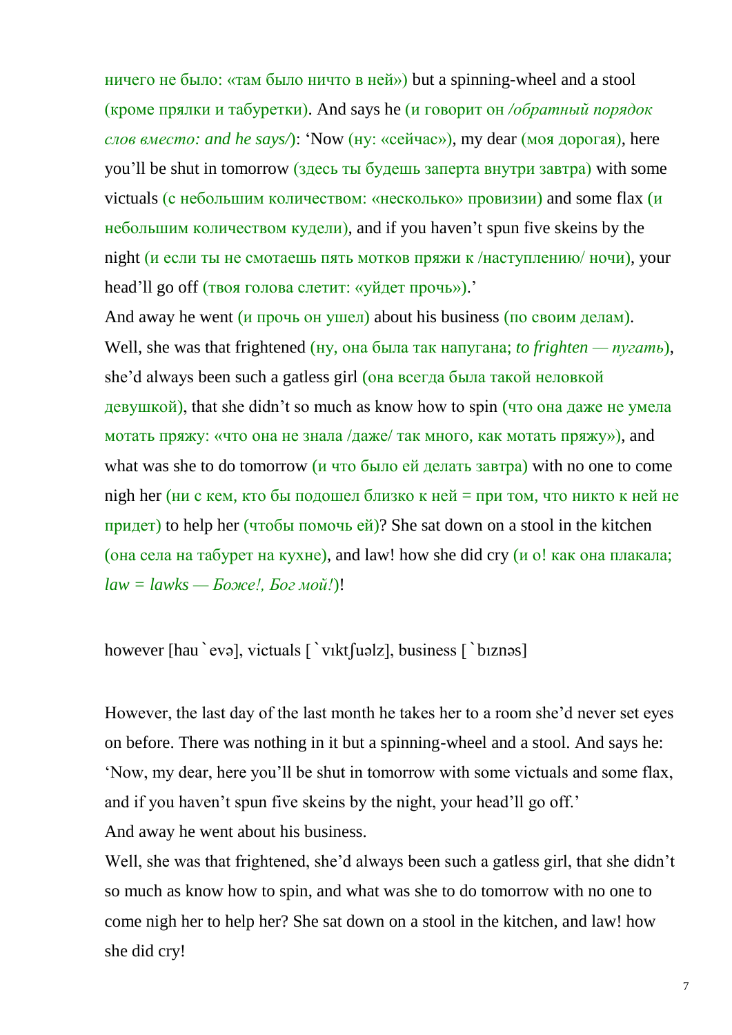ничего не было: «там было ничто в ней») but a spinning-wheel and a stool (кроме прялки и табуретки). And says he (и говорит он */обратный порядок слов вместо: and he says/*): ‘Now (ну: «сейчас»), my dear (моя дорогая), here you’ll be shut in tomorrow (здесь ты будешь заперта внутри завтра) with some victuals (с небольшим количеством: «несколько» провизии) and some flax (и небольшим количеством кудели), and if you haven’t spun five skeins by the night (и если ты не смотаешь пять мотков пряжи к /наступлению/ ночи), your head’ll go off (твоя голова слетит: «уйдет прочь»).’

And away he went (и прочь он ушел) about his business (по своим делам). Well, she was that frightened (ну, она была так напугана; *to frighten — пугать*), she’d always been such a gatless girl (она всегда была такой неловкой девушкой), that she didn’t so much as know how to spin (что она даже не умела мотать пряжу: «что она не знала /даже/ так много, как мотать пряжу»), and what was she to do tomorrow (и что было ей делать завтра) with no one to come nigh her (ни с кем, кто бы подошел близко к ней = при том, что никто к ней не придет) to help her (чтобы помочь ей)? She sat down on a stool in the kitchen (она села на табурет на кухне), and law! how she did cry (и о! как она плакала; *law = lawks — Боже!, Бог мой!*)!

however [hau`evə], victuals [`vɪktʃuəlz], business [`bɪznəs]

However, the last day of the last month he takes her to a room she’d never set eyes on before. There was nothing in it but a spinning-wheel and a stool. And says he: ‘Now, my dear, here you’ll be shut in tomorrow with some victuals and some flax, and if you haven’t spun five skeins by the night, your head’ll go off.’

And away he went about his business.

Well, she was that frightened, she’d always been such a gatless girl, that she didn’t so much as know how to spin, and what was she to do tomorrow with no one to come nigh her to help her? She sat down on a stool in the kitchen, and law! how she did cry!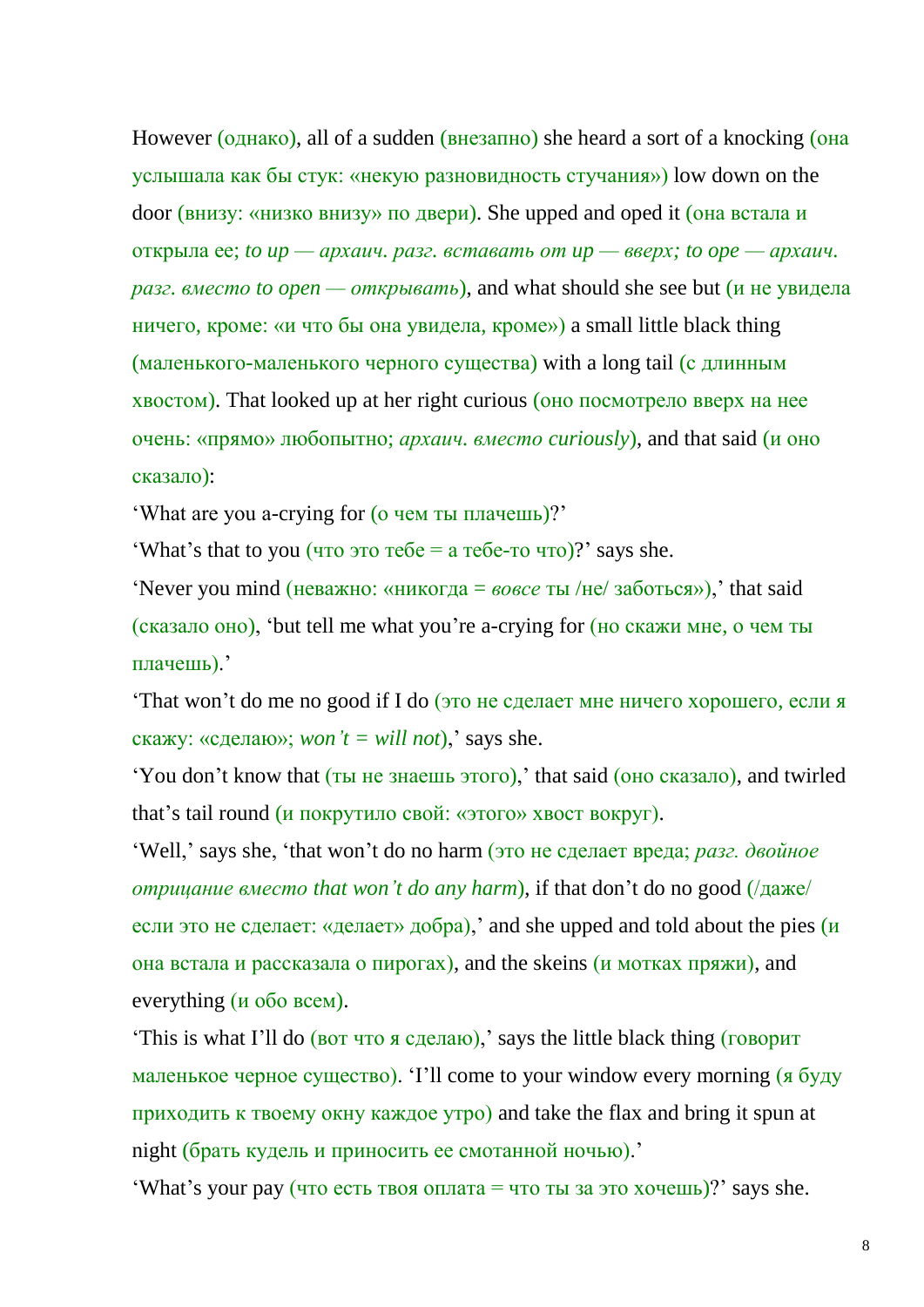However (однако), all of a sudden (внезапно) she heard a sort of a knocking (она услышала как бы стук: «некую разновидность стучания») low down on the door (внизу: «низко внизу» по двери). She upped and oped it (она встала и открыла ее; *to up — архаич. разг. вставать от up — вверх; to ope — архаич. разг. вместо to open — открывать*), and what should she see but (и не увидела ничего, кроме: «и что бы она увидела, кроме») a small little black thing (маленького-маленького черного существа) with a long tail (с длинным хвостом). That looked up at her right curious (оно посмотрело вверх на нее очень: «прямо» любопытно; *архаич. вместо curiously*), and that said (и оно сказало):

‘What are you a-crying for (о чем ты плачешь)?’

‘What’s that to you (что это тебе = а тебе-то что)?’ says she.

‘Never you mind (неважно: «никогда = *вовсе* ты /не/ заботься»),’ that said (сказало оно), ‘but tell me what you’re a-crying for (но скажи мне, о чем ты плачешь).’

‘That won’t do me no good if I do (это не сделает мне ничего хорошего, если я скажу: «сделаю»; *won’t = will not*),’ says she.

‘You don’t know that (ты не знаешь этого),’ that said (оно сказало), and twirled that’s tail round (и покрутило свой: «этого» хвост вокруг).

‘Well,’ says she, ‘that won’t do no harm (это не сделает вреда; *разг. двойное отрицание вместо that won’t do any harm*), if that don’t do no good (/даже/ если это не сделает: «делает» добра),’ and she upped and told about the pies (и она встала и рассказала о пирогах), and the skeins (и мотках пряжи), and everything (и обо всем).

‘This is what I’ll do (вот что я сделаю),’ says the little black thing (говорит маленькое черное существо). ‘I’ll come to your window every morning (я буду приходить к твоему окну каждое утро) and take the flax and bring it spun at night (брать кудель и приносить ее смотанной ночью).’

‘What’s your pay (что есть твоя оплата = что ты за это хочешь)?’ says she.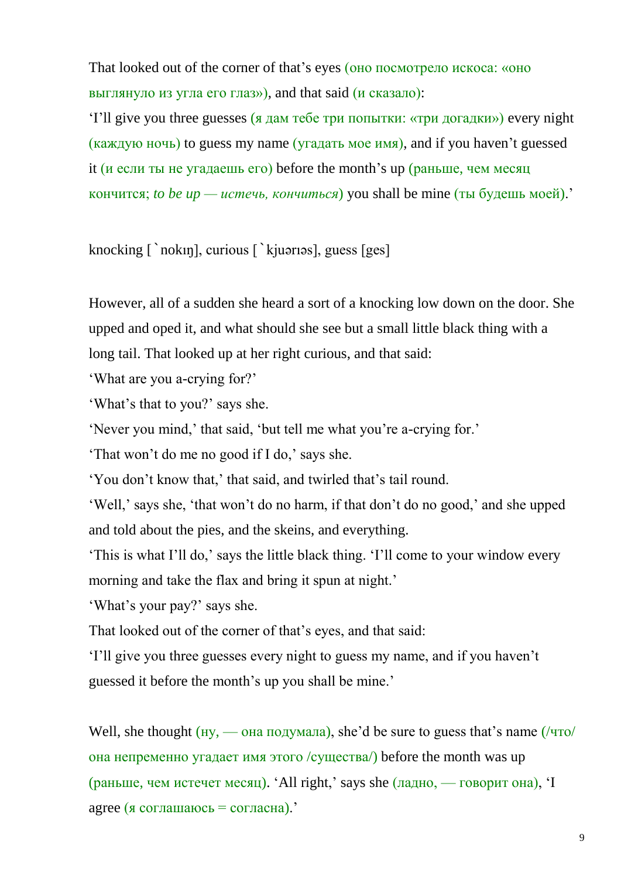That looked out of the corner of that's eyes (оно посмотрело искоса: «оно выглянуло из угла его глаз»), and that said (и сказало):

'I'll give you three guesses (я дам тебе три попытки: «три догадки») every night (каждую ночь) to guess my name (угадать мое имя), and if you haven't guessed it (и если ты не угадаешь его) before the month's up (раньше, чем месяц кончится; *to be up — истечь, кончиться*) you shall be mine (ты будешь моей).'

knocking [`nokıŋ], curious [`kjuərıəs], guess [ges]

However, all of a sudden she heard a sort of a knocking low down on the door. She upped and oped it, and what should she see but a small little black thing with a long tail. That looked up at her right curious, and that said:

'What are you a-crying for?'

'What's that to you?' says she.

'Never you mind,' that said, 'but tell me what you're a-crying for.'

'That won't do me no good if I do,' says she.

'You don't know that,' that said, and twirled that's tail round.

'Well,' says she, 'that won't do no harm, if that don't do no good,' and she upped and told about the pies, and the skeins, and everything.

'This is what I'll do,' says the little black thing. 'I'll come to your window every morning and take the flax and bring it spun at night.'

'What's your pay?' says she.

That looked out of the corner of that's eyes, and that said:

'I'll give you three guesses every night to guess my name, and if you haven't guessed it before the month's up you shall be mine.'

Well, she thought (ну, — она подумала), she'd be sure to guess that's name (/что/ она непременно угадает имя этого /существа/) before the month was up (раньше, чем истечет месяц). 'All right,' says she (ладно, — говорит она), 'I agree (я соглашаюсь = согласна).'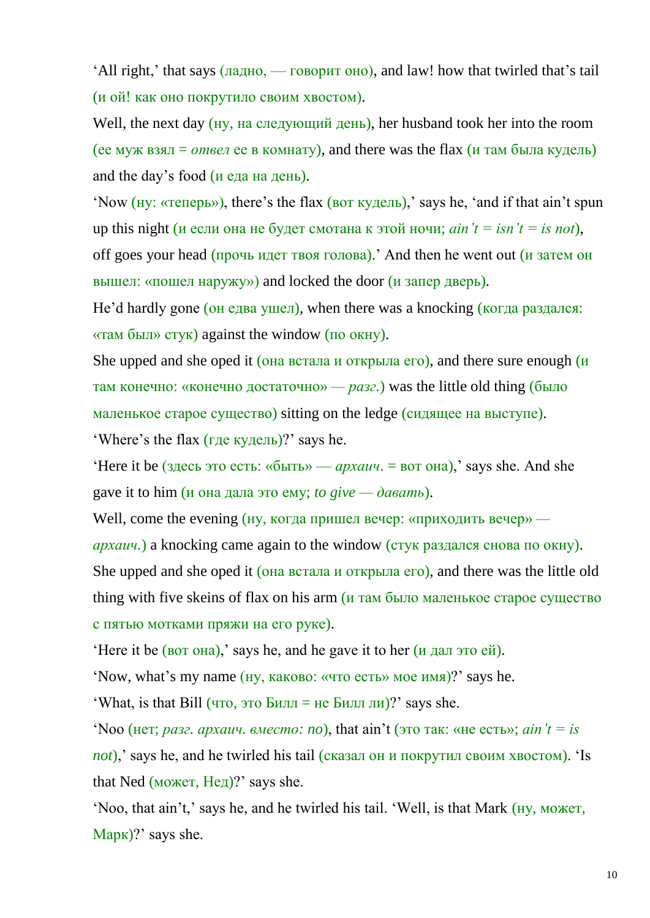'All right,' that says (ладно, — говорит оно), and law! how that twirled that's tail (и ой! как оно покрутило своим хвостом).

Well, the next day (ну, на следующий день), her husband took her into the room (ее муж взял = *отвел* ее в комнату), and there was the flax (и там была кудель) and the day's food (и еда на день).

'Now (ну: «теперь»), there's the flax (вот кудель),' says he, 'and if that ain't spun up this night (и если она не будет смотана к этой ночи; *ain't = isn't = is not*), off goes your head (прочь идет твоя голова).' And then he went out (и затем он вышел: «пошел наружу») and locked the door (и запер дверь).

He'd hardly gone (он едва ушел), when there was a knocking (когда раздался: «там был» стук) against the window (по окну).

She upped and she oped it (она встала и открыла его), and there sure enough (и там конечно: «конечно достаточно» — *разг.*) was the little old thing (было маленькое старое существо) sitting on the ledge (сидящее на выступе).

'Where's the flax (где кудель)?' says he.

'Here it be (здесь это есть: «быть» — *архаич.* = вот она),' says she. And she gave it to him (и она дала это ему; *to give — давать*).

Well, come the evening (ну, когда пришел вечер: «приходить вечер» — *архаич.*) a knocking came again to the window (стук раздался снова по окну).

She upped and she oped it (она встала и открыла его), and there was the little old thing with five skeins of flax on his arm (и там было маленькое старое существо с пятью мотками пряжи на его руке).

'Here it be (вот она),' says he, and he gave it to her (и дал это ей).

'Now, what's my name (ну, каково: «что есть» мое имя)?' says he.

'What, is that Bill (что, это Билл = не Билл ли)?' says she.

'Noo (нет; *разг. архаич. вместо: no*), that ain't (это так: «не есть»; *ain't = is not*),' says he, and he twirled his tail (сказал он и покрутил своим хвостом). 'Is that Ned (может, Нед)?' says she.

'Noo, that ain't,' says he, and he twirled his tail. 'Well, is that Mark (ну, может, Марк)?' says she.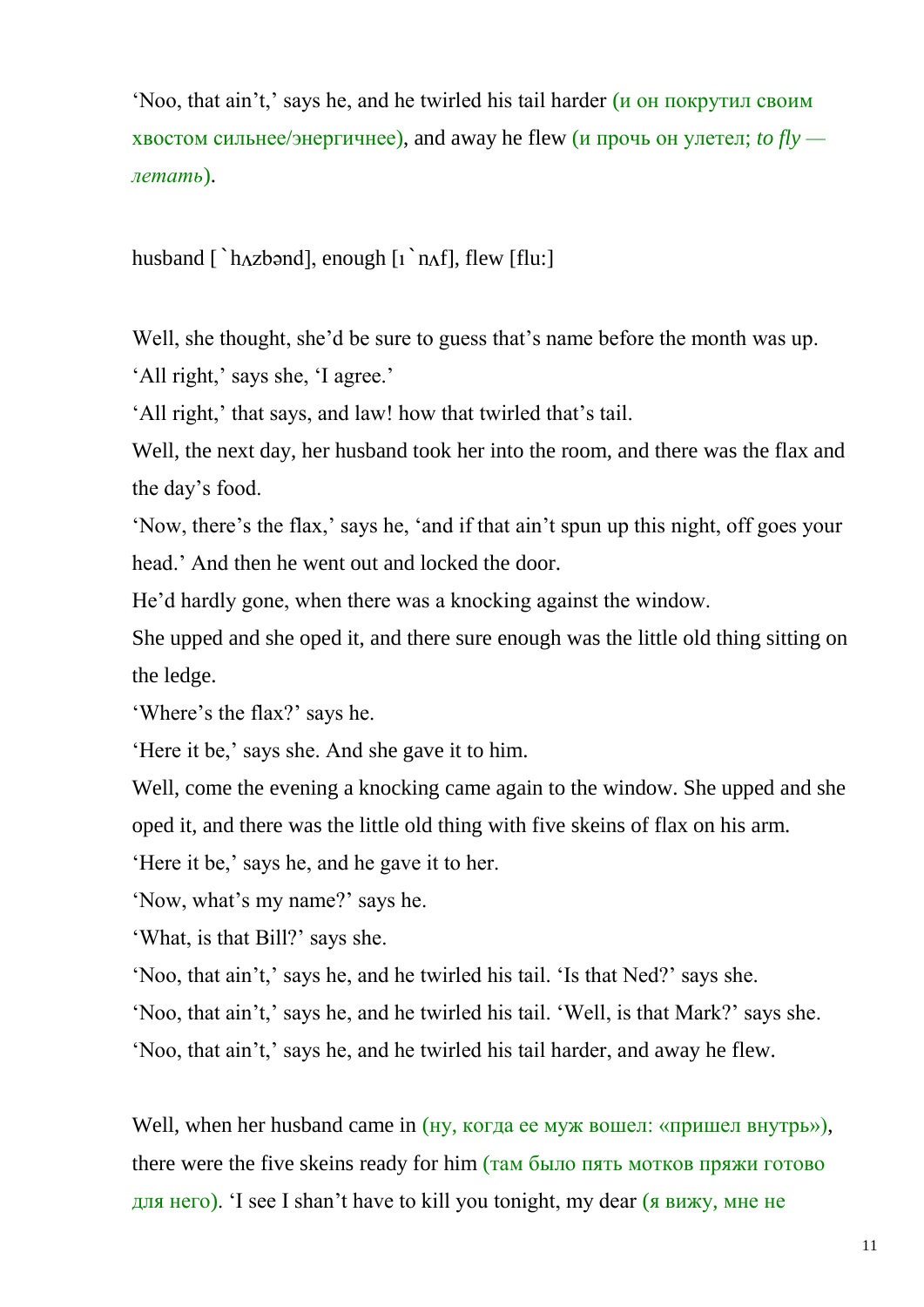'Noo, that ain't,' says he, and he twirled his tail harder (и он покрутил своим хвостом сильнее/энергичнее), and away he flew (и прочь он улетел; *to fly — летать*).

husband [`hʌzbənd], enough [ɪ`nʌf], flew [flu:]

Well, she thought, she'd be sure to guess that's name before the month was up.
'All right,' says she, 'I agree.'
'All right,' that says, and law! how that twirled that's tail.
Well, the next day, her husband took her into the room, and there was the flax and the day's food.
'Now, there's the flax,' says he, 'and if that ain't spun up this night, off goes your head.' And then he went out and locked the door.
He'd hardly gone, when there was a knocking against the window.
She upped and she oped it, and there sure enough was the little old thing sitting on the ledge.
'Where's the flax?' says he.
'Here it be,' says she. And she gave it to him.
Well, come the evening a knocking came again to the window. She upped and she oped it, and there was the little old thing with five skeins of flax on his arm.
'Here it be,' says he, and he gave it to her.
'Now, what's my name?' says he.
'What, is that Bill?' says she.
'Noo, that ain't,' says he, and he twirled his tail. 'Is that Ned?' says she.
'Noo, that ain't,' says he, and he twirled his tail. 'Well, is that Mark?' says she.
'Noo, that ain't,' says he, and he twirled his tail harder, and away he flew.

Well, when her husband came in (ну, когда ее муж вошел: «пришел внутрь»), there were the five skeins ready for him (там было пять мотков пряжи готово для него). 'I see I shan't have to kill you tonight, my dear (я вижу, мне не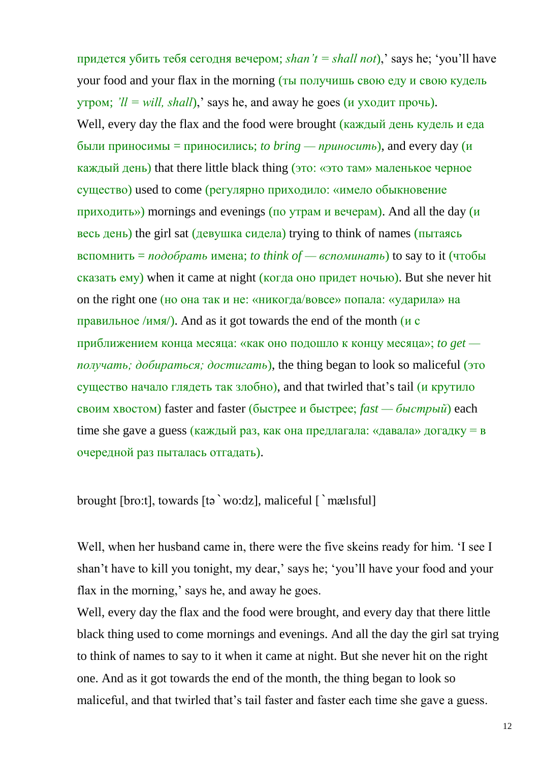придется убить тебя сегодня вечером; *shan't = shall not*),' says he; 'you'll have your food and your flax in the morning (ты получишь свою еду и свою кудель утром; *'ll = will, shall*),' says he, and away he goes (и уходит прочь).
Well, every day the flax and the food were brought (каждый день кудель и еда были приносимы = приносились; *to bring — приносить*), and every day (и каждый день) that there little black thing (это: «это там» маленькое черное существо) used to come (регулярно приходило: «имело обыкновение приходить») mornings and evenings (по утрам и вечерам). And all the day (и весь день) the girl sat (девушка сидела) trying to think of names (пытаясь вспомнить = *подобрать* имена; *to think of — вспоминать*) to say to it (чтобы сказать ему) when it came at night (когда оно придет ночью). But she never hit on the right one (но она так и не: «никогда/вовсе» попала: «ударила» на правильное /имя/). And as it got towards the end of the month (и с приближением конца месяца: «как оно подошло к концу месяца»; *to get — получать; добираться; достигать*), the thing began to look so maliceful (это существо начало глядеть так злобно), and that twirled that's tail (и крутило своим хвостом) faster and faster (быстрее и быстрее; *fast — быстрый*) each time she gave a guess (каждый раз, как она предлагала: «давала» догадку = в очередной раз пыталась отгадать).

brought [bro:t], towards [tə`wo:dz], maliceful [`mælısful]

Well, when her husband came in, there were the five skeins ready for him. 'I see I shan't have to kill you tonight, my dear,' says he; 'you'll have your food and your flax in the morning,' says he, and away he goes.
Well, every day the flax and the food were brought, and every day that there little black thing used to come mornings and evenings. And all the day the girl sat trying to think of names to say to it when it came at night. But she never hit on the right one. And as it got towards the end of the month, the thing began to look so maliceful, and that twirled that's tail faster and faster each time she gave a guess.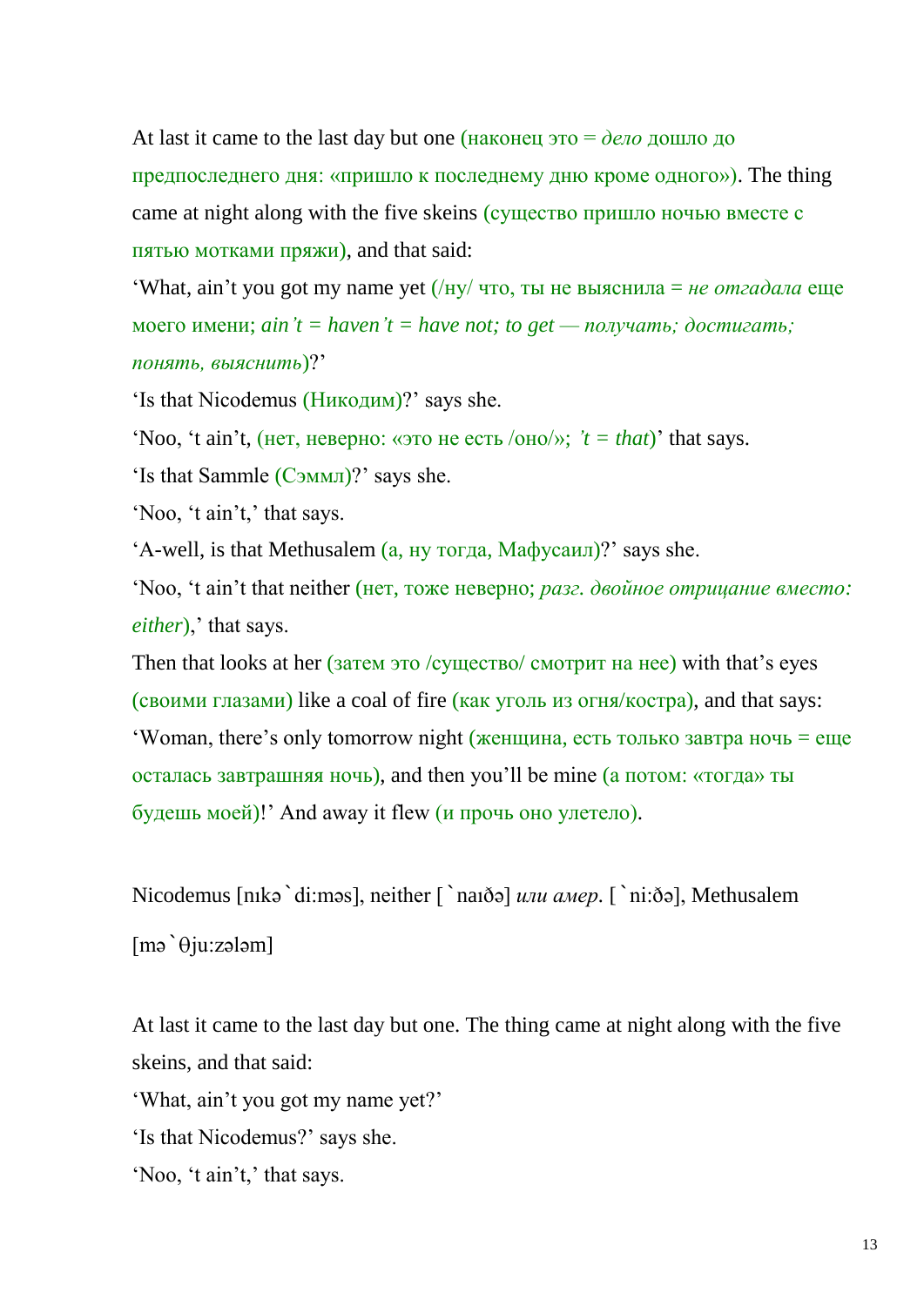At last it came to the last day but one (наконец это = *дело* дошло до предпоследнего дня: «пришло к последнему дню кроме одного»). The thing came at night along with the five skeins (существо пришло ночью вместе с пятью мотками пряжи), and that said:

'What, ain't you got my name yet (/ну/ что, ты не выяснила = *не отгадала* еще моего имени; *ain't = haven't = have not; to get — получать; достигать; понять, выяснить*)?'

'Is that Nicodemus (Никодим)?' says she.

'Noo, 't ain't, (нет, неверно: «это не есть /оно/»; *'t = that*)' that says.

'Is that Sammle (Сэммл)?' says she.

'Noo, 't ain't,' that says.

'A-well, is that Methusalem (а, ну тогда, Мафусаил)?' says she.

'Noo, 't ain't that neither (нет, тоже неверно; *разг. двойное отрицание вместо: either*),' that says.

Then that looks at her (затем это /существо/ смотрит на нее) with that's eyes (своими глазами) like a coal of fire (как уголь из огня/костра), and that says:

'Woman, there's only tomorrow night (женщина, есть только завтра ночь = еще осталась завтрашняя ночь), and then you'll be mine (а потом: «тогда» ты будешь моей)!' And away it flew (и прочь оно улетело).

Nicodemus [nɪkə`di:məs], neither [`naɪðə] *или амер.* [`ni:ðə], Methusalem [mə`θju:zələm]

At last it came to the last day but one. The thing came at night along with the five skeins, and that said:

'What, ain't you got my name yet?'

'Is that Nicodemus?' says she.

'Noo, 't ain't,' that says.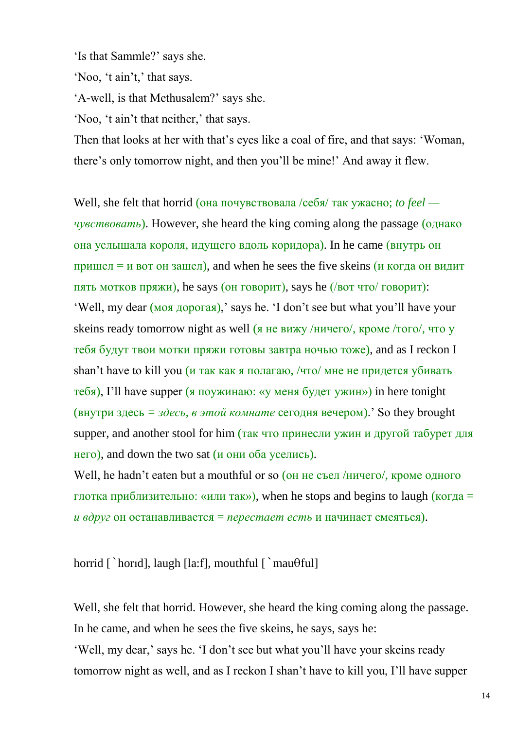'Is that Sammle?' says she.

'Noo, 't ain't,' that says.

'A-well, is that Methusalem?' says she.

'Noo, 't ain't that neither,' that says.

Then that looks at her with that's eyes like a coal of fire, and that says: 'Woman, there's only tomorrow night, and then you'll be mine!' And away it flew.

Well, she felt that horrid (она почувствовала /себя/ так ужасно; *to feel — чувствовать*). However, she heard the king coming along the passage (однако она услышала короля, идущего вдоль коридора). In he came (внутрь он пришел = и вот он зашел), and when he sees the five skeins (и когда он видит пять мотков пряжи), he says (он говорит), says he (/вот что/ говорит):

'Well, my dear (моя дорогая),' says he. 'I don't see but what you'll have your skeins ready tomorrow night as well (я не вижу /ничего/, кроме /того/, что у тебя будут твои мотки пряжи готовы завтра ночью тоже), and as I reckon I shan't have to kill you (и так как я полагаю, /что/ мне не придется убивать тебя), I'll have supper (я поужинаю: «у меня будет ужин») in here tonight (внутри здесь = *здесь, в этой комнате* сегодня вечером).' So they brought supper, and another stool for him (так что принесли ужин и другой табурет для него), and down the two sat (и они оба уселись).

Well, he hadn't eaten but a mouthful or so (он не съел /ничего/, кроме одного глотка приблизительно: «или так»), when he stops and begins to laugh (когда = *и вдруг* он останавливается = *перестает есть* и начинает смеяться).

horrid [`horıd], laugh [la:f], mouthful [`mauθful]

Well, she felt that horrid. However, she heard the king coming along the passage. In he came, and when he sees the five skeins, he says, says he:

'Well, my dear,' says he. 'I don't see but what you'll have your skeins ready tomorrow night as well, and as I reckon I shan't have to kill you, I'll have supper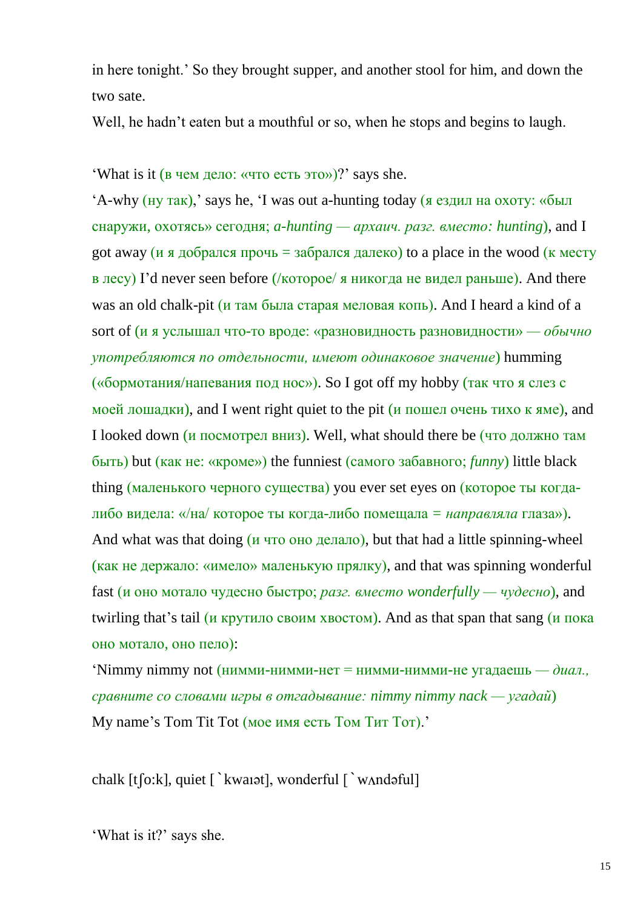in here tonight.' So they brought supper, and another stool for him, and down the two sate.

Well, he hadn't eaten but a mouthful or so, when he stops and begins to laugh.

'What is it (в чем дело: «что есть это»)?' says she.

'A-why (ну так),' says he, 'I was out a-hunting today (я ездил на охоту: «был снаружи, охотясь» сегодня; *a-hunting — архаич. разг. вместо: hunting*), and I got away (и я добрался прочь = забрался далеко) to a place in the wood (к месту в лесу) I'd never seen before (/которое/ я никогда не видел раньше). And there was an old chalk-pit (и там была старая меловая копь). And I heard a kind of a sort of (и я услышал что-то вроде: «разновидность разновидности» — *обычно употребляются по отдельности, имеют одинаковое значение*) humming («бормотания/напевания под нос»). So I got off my hobby (так что я слез с моей лошадки), and I went right quiet to the pit (и пошел очень тихо к яме), and I looked down (и посмотрел вниз). Well, what should there be (что должно там быть) but (как не: «кроме») the funniest (самого забавного; *funny*) little black thing (маленького черного существа) you ever set eyes on (которое ты когда-либо видела: «/на/ которое ты когда-либо помещала = *направляла* глаза»). And what was that doing (и что оно делало), but that had a little spinning-wheel (как не держало: «имело» маленькую прялку), and that was spinning wonderful fast (и оно мотало чудесно быстро; *разг. вместо wonderfully — чудесно*), and twirling that's tail (и крутило своим хвостом). And as that span that sang (и пока оно мотало, оно пело):

'Nimmy nimmy not (нимми-нимми-нет = нимми-нимми-не угадаешь — *диал., сравните со словами игры в отгадывание: nimmy nimmy nack — угадай*)
My name's Tom Tit Tot (мое имя есть Том Тит Тот).'

chalk [tʃo:k], quiet [`kwaɪət], wonderful [`wʌndəful]

'What is it?' says she.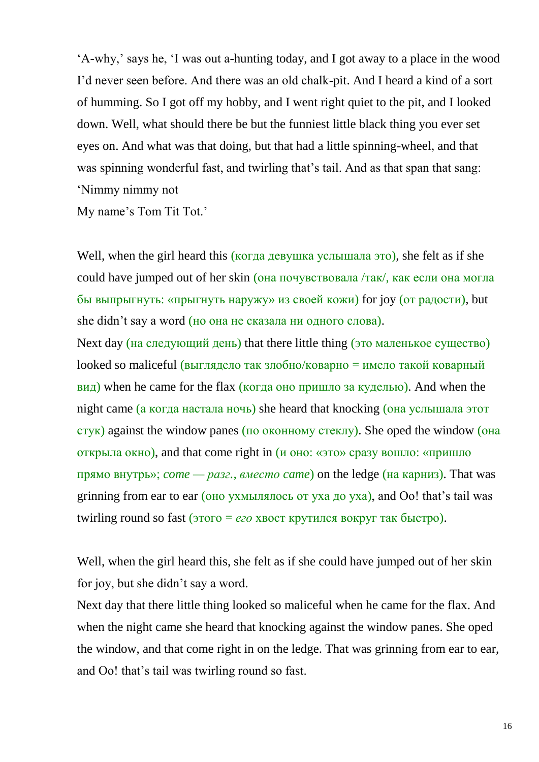‘A-why,’ says he, ‘I was out a-hunting today, and I got away to a place in the wood I’d never seen before. And there was an old chalk-pit. And I heard a kind of a sort of humming. So I got off my hobby, and I went right quiet to the pit, and I looked down. Well, what should there be but the funniest little black thing you ever set eyes on. And what was that doing, but that had a little spinning-wheel, and that was spinning wonderful fast, and twirling that’s tail. And as that span that sang:

‘Nimmy nimmy not

My name’s Tom Tit Tot.’

Well, when the girl heard this (когда девушка услышала это), she felt as if she could have jumped out of her skin (она почувствовала /так/, как если она могла бы выпрыгнуть: «прыгнуть наружу» из своей кожи) for joy (от радости), but she didn’t say a word (но она не сказала ни одного слова).

Next day (на следующий день) that there little thing (это маленькое существо) looked so maliceful (выглядело так злобно/коварно = имело такой коварный вид) when he came for the flax (когда оно пришло за куделью). And when the night came (а когда настала ночь) she heard that knocking (она услышала этот стук) against the window panes (по оконному стеклу). She oped the window (она открыла окно), and that come right in (и оно: «это» сразу вошло: «пришло прямо внутрь»; *come — разг., вместо came*) on the ledge (на карниз). That was grinning from ear to ear (оно ухмылялось от уха до уха), and Oo! that’s tail was twirling round so fast (этого = *его* хвост крутился вокруг так быстро).

Well, when the girl heard this, she felt as if she could have jumped out of her skin for joy, but she didn’t say a word.

Next day that there little thing looked so maliceful when he came for the flax. And when the night came she heard that knocking against the window panes. She oped the window, and that come right in on the ledge. That was grinning from ear to ear, and Oo! that’s tail was twirling round so fast.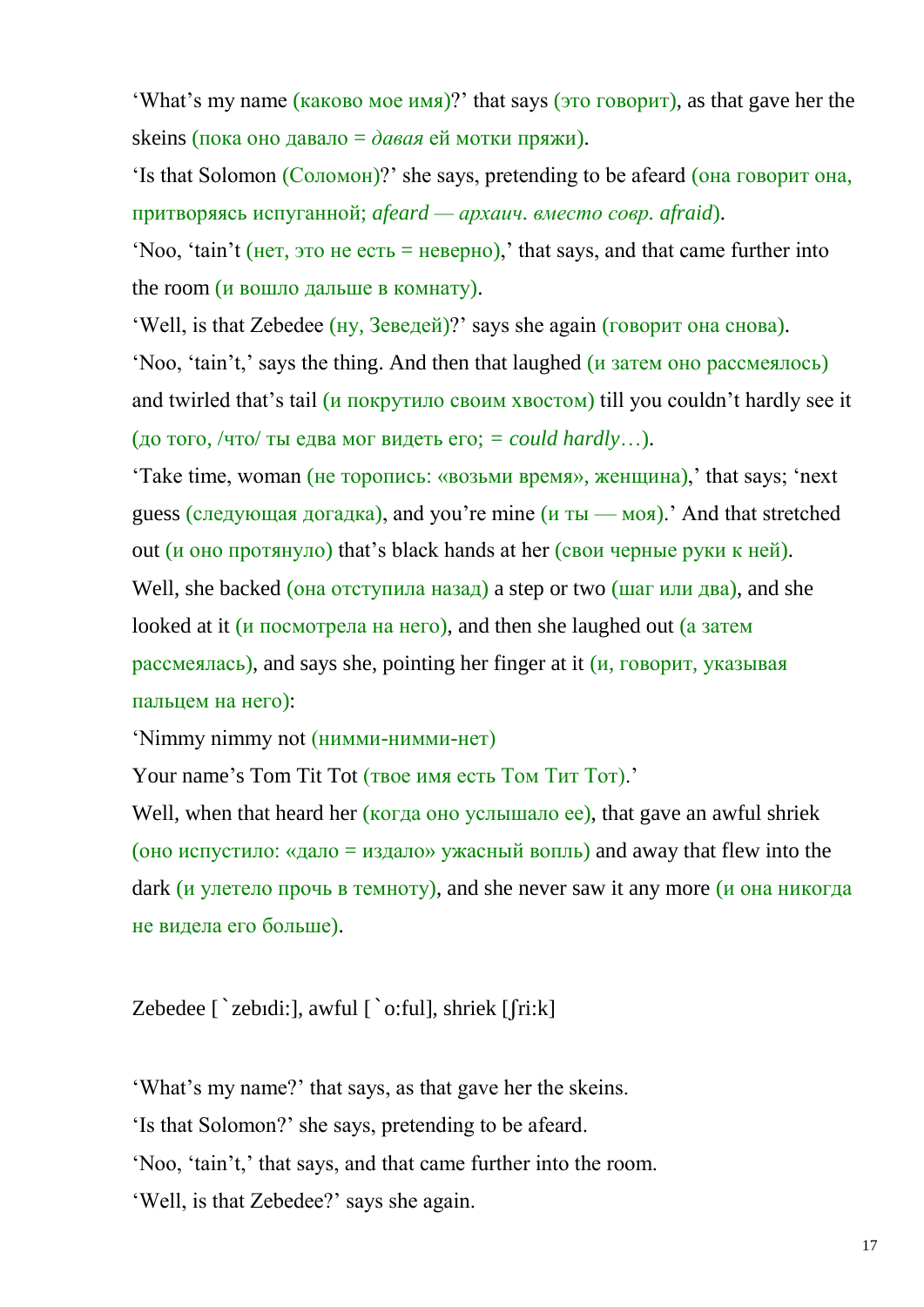‘What’s my name (каково мое имя)?’ that says (это говорит), as that gave her the skeins (пока оно давало = *давая* ей мотки пряжи).

‘Is that Solomon (Соломон)?’ she says, pretending to be afeard (она говорит она, притворяясь испуганной; *afeard — архаич. вместо совр. afraid*).

‘Noo, ‘tain’t (нет, это не есть = неверно),’ that says, and that came further into the room (и вошло дальше в комнату).

‘Well, is that Zebedee (ну, Зеведей)?’ says she again (говорит она снова).

‘Noo, ‘tain’t,’ says the thing. And then that laughed (и затем оно рассмеялось) and twirled that’s tail (и покрутило своим хвостом) till you couldn’t hardly see it (до того, /что/ ты едва мог видеть его; = *could hardly*…).

‘Take time, woman (не торопись: «возьми время», женщина),’ that says; ‘next guess (следующая догадка), and you’re mine (и ты — моя).’ And that stretched out (и оно протянуло) that’s black hands at her (свои черные руки к ней).

Well, she backed (она отступила назад) a step or two (шаг или два), and she looked at it (и посмотрела на него), and then she laughed out (а затем рассмеялась), and says she, pointing her finger at it (и, говорит, указывая пальцем на него):

‘Nimmy nimmy not (нимми-нимми-нет)

Your name’s Tom Tit Tot (твое имя есть Том Тит Тот).’

Well, when that heard her (когда оно услышало ее), that gave an awful shriek (оно испустило: «дало = издало» ужасный вопль) and away that flew into the dark (и улетело прочь в темноту), and she never saw it any more (и она никогда не видела его больше).

Zebedee [`zebıdi:], awful [`o:ful], shriek [ʃri:k]

‘What’s my name?’ that says, as that gave her the skeins.

‘Is that Solomon?’ she says, pretending to be afeard.

‘Noo, ‘tain’t,’ that says, and that came further into the room.

‘Well, is that Zebedee?’ says she again.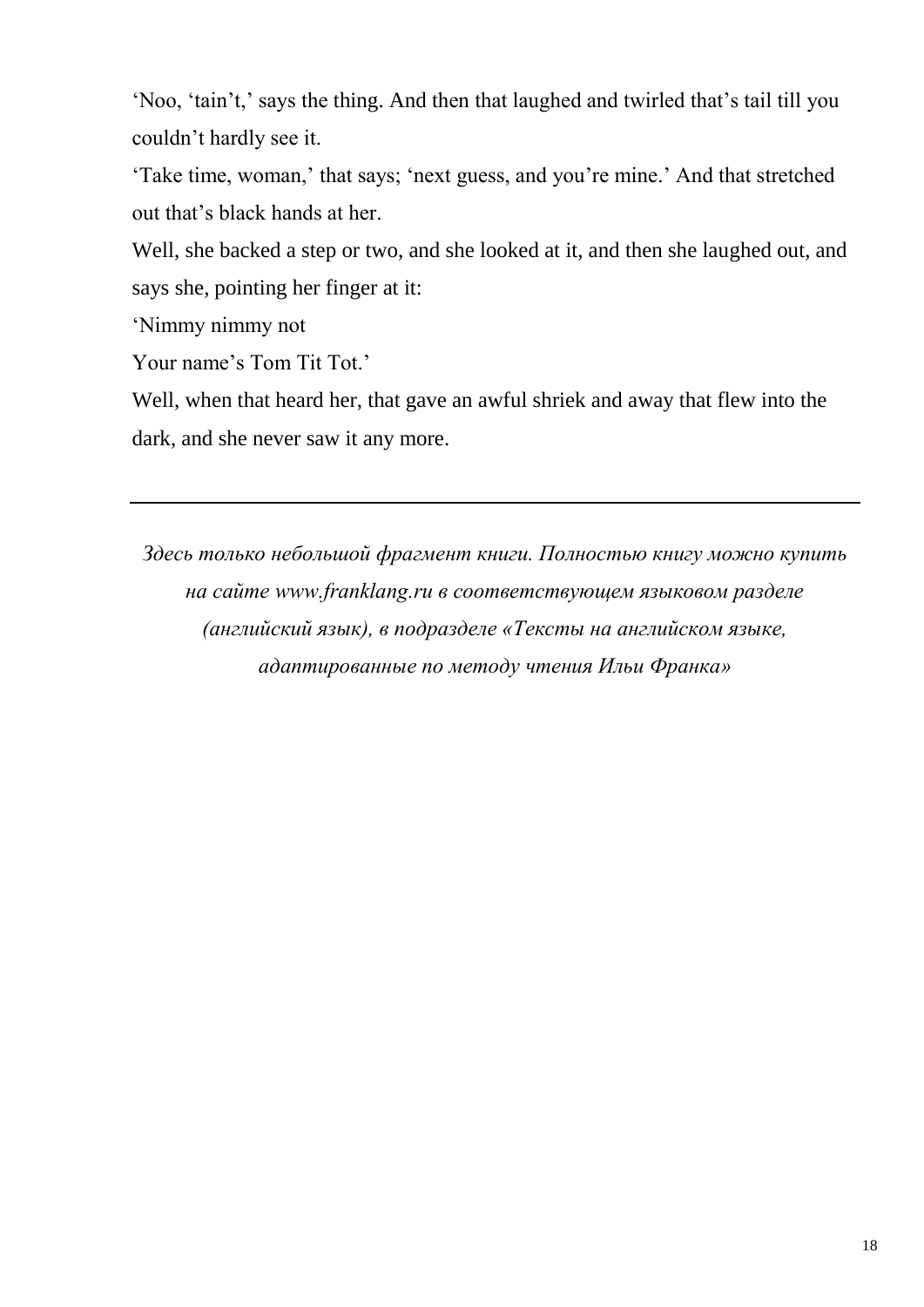'Noo, 'tain't,' says the thing. And then that laughed and twirled that's tail till you couldn't hardly see it.

'Take time, woman,' that says; 'next guess, and you're mine.' And that stretched out that's black hands at her.

Well, she backed a step or two, and she looked at it, and then she laughed out, and says she, pointing her finger at it:

'Nimmy nimmy not

Your name's Tom Tit Tot.'

Well, when that heard her, that gave an awful shriek and away that flew into the dark, and she never saw it any more.

---

*Здесь только небольшой фрагмент книги. Полностью книгу можно купить на сайте www.franklang.ru в соответствующем языковом разделе (английский язык), в подразделе «Тексты на английском языке, адаптированные по методу чтения Ильи Франка»*